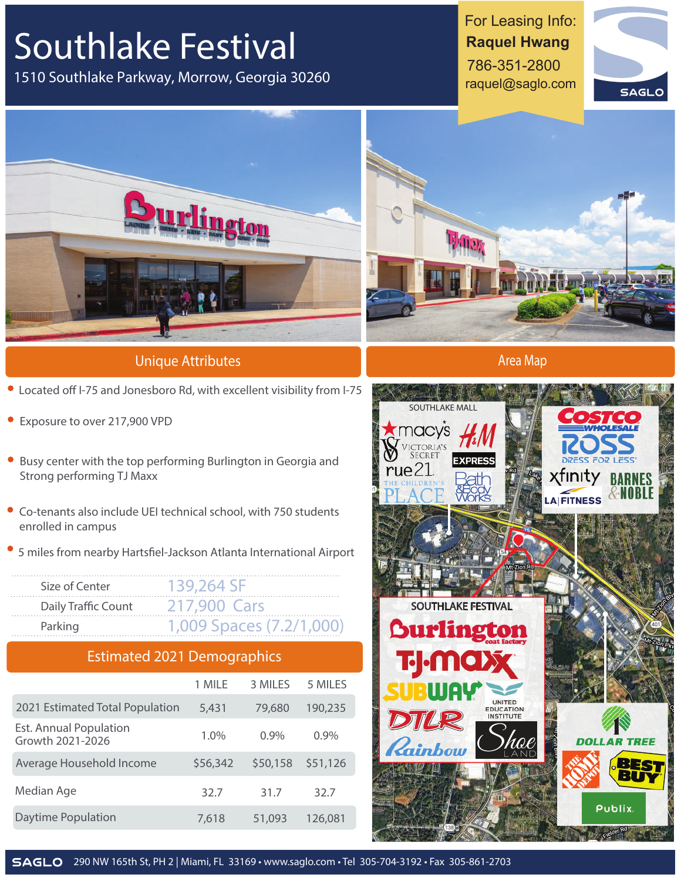# Southlake Festival

1510 Southlake Parkway, Morrow, Georgia 30260

For Leasing Info:
**Raquel Hwang**
786-351-2800
raquel@saglo.com

SAGLO

## Unique Attributes

- Located off I-75 and Jonesboro Rd, with excellent visibility from I-75
- Exposure to over 217,900 VPD
- Busy center with the top performing Burlington in Georgia and Strong performing TJ Maxx
- Co-tenants also include UEI technical school, with 750 students enrolled in campus
- 5 miles from nearby Hartsfiel-Jackson Atlanta International Airport

| | |
|---|---|
| Size of Center | 139,264 SF |
| Daily Traffic Count | 217,900 Cars |
| Parking | 1,009 Spaces (7.2/1,000) |

## Estimated 2021 Demographics

| | 1 MILE | 3 MILES | 5 MILES |
|---|---|---|---|
| 2021 Estimated Total Population | 5,431 | 79,680 | 190,235 |
| Est. Annual Population Growth 2021-2026 | 1.0% | 0.9% | 0.9% |
| Average Household Income | $56,342 | $50,158 | $51,126 |
| Median Age | 32.7 | 31.7 | 32.7 |
| Daytime Population | 7,618 | 51,093 | 126,081 |

## Area Map

SOUTHLAKE MALL: Macy's, H&M, Victoria's Secret, Express, rue21, The Children's Place, Bath & Body Works

Costco Wholesale, Ross Dress for Less, xfinity, Barnes & Noble, LA Fitness

SOUTHLAKE FESTIVAL: Burlington coat factory, T.J.maxx, Subway, United Education Institute, DTLR, Rainbow, Shoe Land

Dollar Tree, The Home Depot, Best Buy, Publix

SAGLO 290 NW 165th St, PH 2 | Miami, FL 33169 • www.saglo.com • Tel 305-704-3192 • Fax 305-861-2703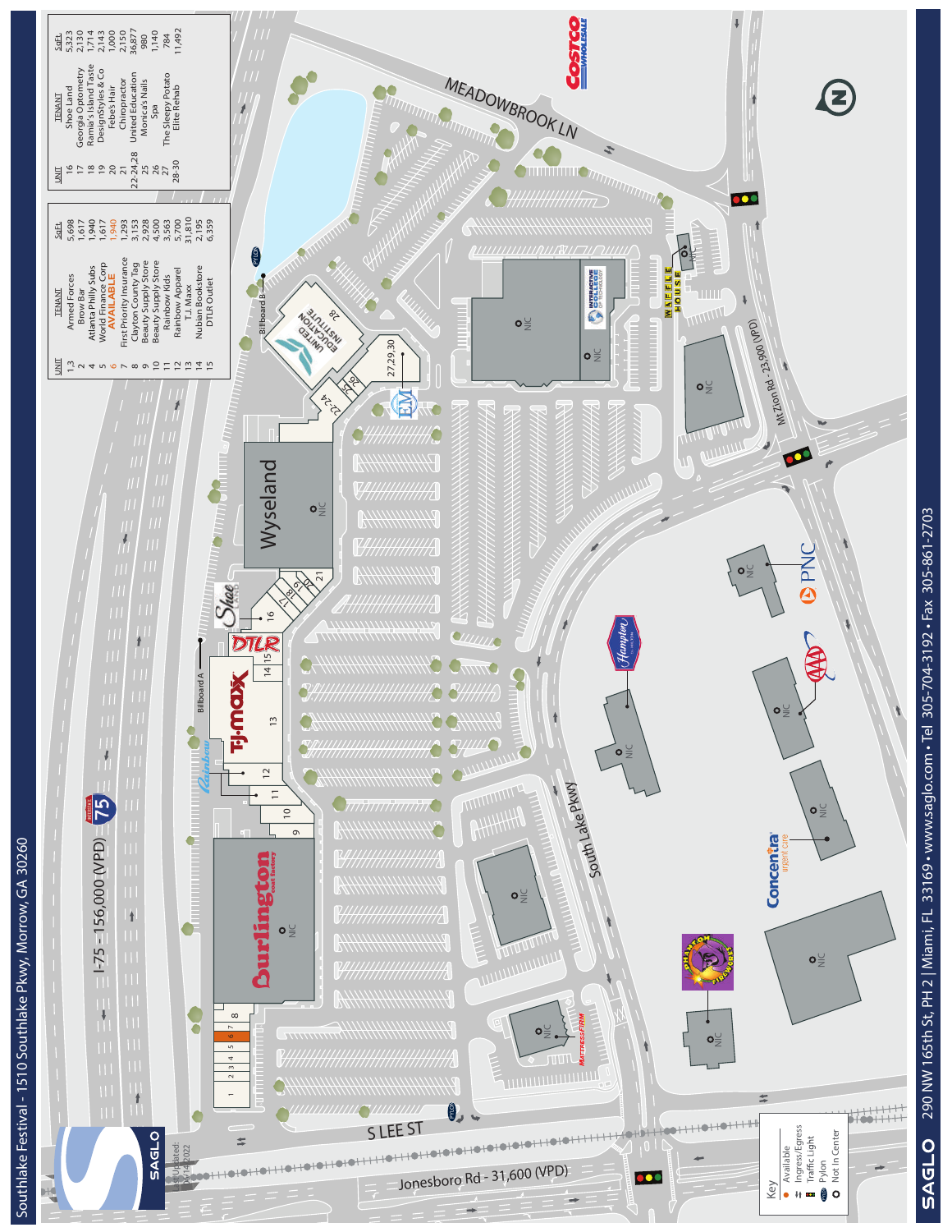# Southlake Festival - 1510 Southlake Pkwy, Morrow, GA 30260

| UNIT | TENANT | SqFt. |
|---|---|---|
| 1,3 | Armed Forces | 5,698 |
| 2 | Brow Bar | 1,617 |
| 4 | Atlanta Philly Subs | 1,940 |
| 5 | World Finance Corp | 1,617 |
| 6 | AVAILABLE | 1,940 |
| 7 | First Priority Insurance | 1,293 |
| 8 | Clayton County Tag | 3,153 |
| 9 | Beauty Supply Store | 2,928 |
| 10 | Beauty Supply Store | 4,500 |
| 11 | Rainbow Kids | 3,563 |
| 12 | Rainbow Apparel | 5,700 |
| 13 | T.J. Maxx | 31,810 |
| 14 | Nubian Bookstore | 2,195 |
| 15 | DTLR Outlet | 6,359 |

| UNIT | TENANT | SqFt. |
|---|---|---|
| 16 | Shoe Land | 5,323 |
| 17 | Georgia Optometry | 2,130 |
| 18 | Ramla's Island Taste | 1,714 |
| 19 | DesignStyles & Co | 2,143 |
| 20 | Febe's Hair | 1,000 |
| 21 | Chiropractor | 2,150 |
| 22-24,28 | United Education | 36,877 |
| 25 | Monica's Nails | 980 |
| 26 | Spa | 1,140 |
| 27 | The Sleepy Potato | 784 |
| 28-30 | Elite Rehab | 11,492 |

I-75 - 156,000 (VPD)

Jonesboro Rd - 31,600 (VPD)

Mt Zion Rd - 23,900 (VPD)

MEADOWBROOK LN

S LEE ST

South Lake Pkwy

Billboard A

Billboard B

Burlington

T.J. maxx

DTLR

Wyseland

Rainbow

Shoe Land

UNITED EDUCATION INSTITUTE 28

27,29,30

22-24

COSTCO WHOLESALE

INTERACTIVE COLLEGE OF TECHNOLOGY

WAFFLE HOUSE

Hampton

PNC

AAA

Concentra urgent care

PHANTOM FIREWORKS

MATTRESS FIRM

N/C

Key

- Available
- Ingress/Egress
- Traffic Light
- Pylon
- Not In Center

SAGLO

Last Updated: 06/14/2022

SAGLO 290 NW 165th St, PH 2 | Miami, FL 33169 • www.saglo.com • Tel 305-704-3192 • Fax 305-861-2703